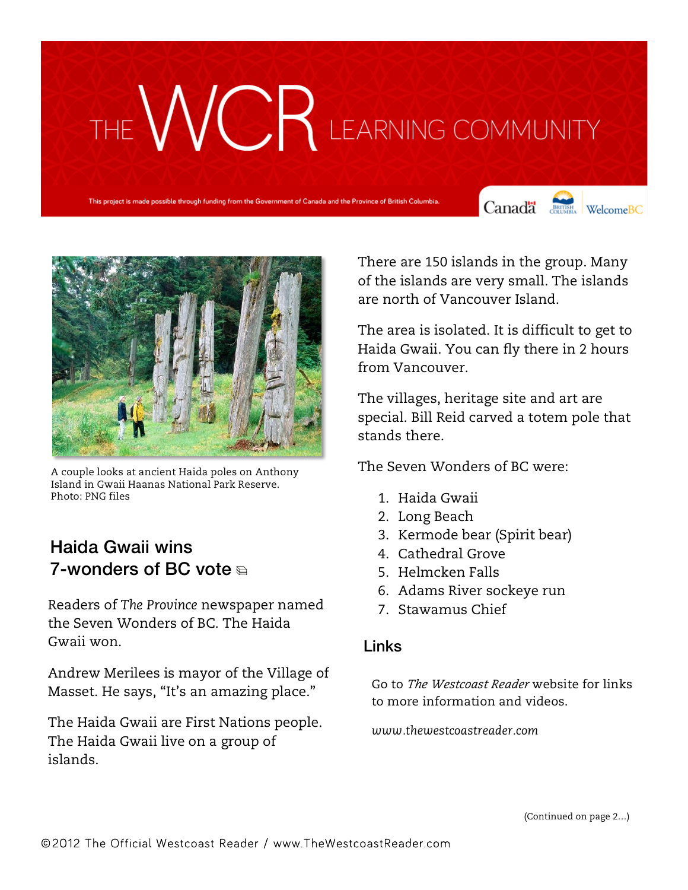# THE WCR LEARNING COMMUNITY

This project is made possible through funding from the Government of Canada and the Province of British Columbia.

A couple looks at ancient Haida poles on Anthony Island in Gwaii Haanas National Park Reserve. Photo: PNG files

## Haida Gwaii wins 7-wonders of BC vote

Readers of *The Province* newspaper named the Seven Wonders of BC. The Haida Gwaii won.

Andrew Merilees is mayor of the Village of Masset. He says, "It's an amazing place."

The Haida Gwaii are First Nations people. The Haida Gwaii live on a group of islands.

There are 150 islands in the group. Many of the islands are very small. The islands are north of Vancouver Island.

The area is isolated. It is difficult to get to Haida Gwaii. You can fly there in 2 hours from Vancouver.

The villages, heritage site and art are special. Bill Reid carved a totem pole that stands there.

The Seven Wonders of BC were:

1. Haida Gwaii
2. Long Beach
3. Kermode bear (Spirit bear)
4. Cathedral Grove
5. Helmcken Falls
6. Adams River sockeye run
7. Stawamus Chief

### Links

Go to *The Westcoast Reader* website for links to more information and videos.

*www.thewestcoastreader.com*

(Continued on page 2...)

©2012 The Official Westcoast Reader / www.TheWestcoastReader.com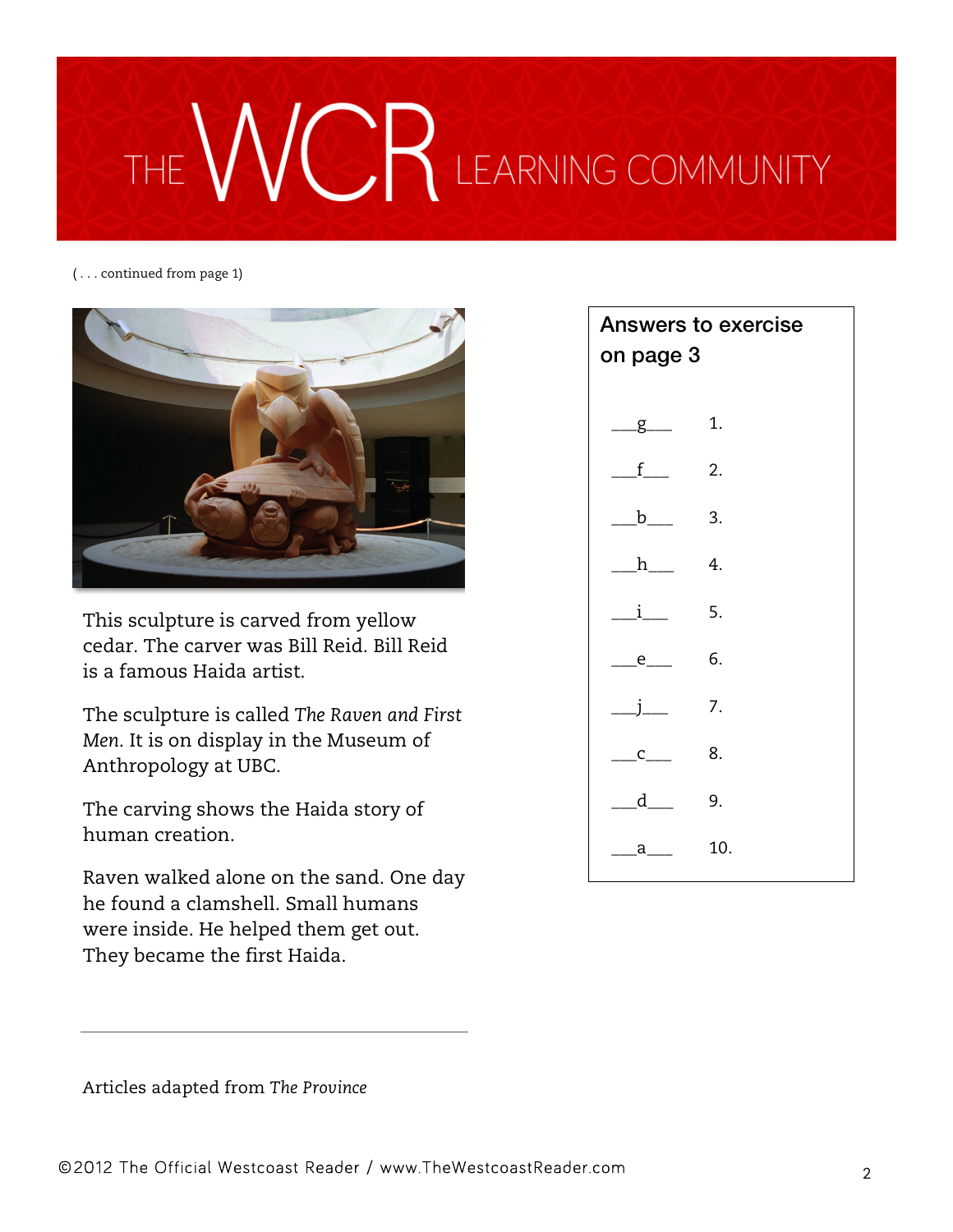( . . . continued from page 1)

This sculpture is carved from yellow cedar. The carver was Bill Reid. Bill Reid is a famous Haida artist.

The sculpture is called *The Raven and First Men*. It is on display in the Museum of Anthropology at UBC.

The carving shows the Haida story of human creation.

Raven walked alone on the sand. One day he found a clamshell. Small humans were inside. He helped them get out. They became the first Haida.

---

Articles adapted from *The Province*

## Answers to exercise on page 3

___g___ 1.

___f___ 2.

___b___ 3.

___h___ 4.

___i___ 5.

___e___ 6.

___j___ 7.

___c___ 8.

___d___ 9.

___a___ 10.

©2012 The Official Westcoast Reader / www.TheWestcoastReader.com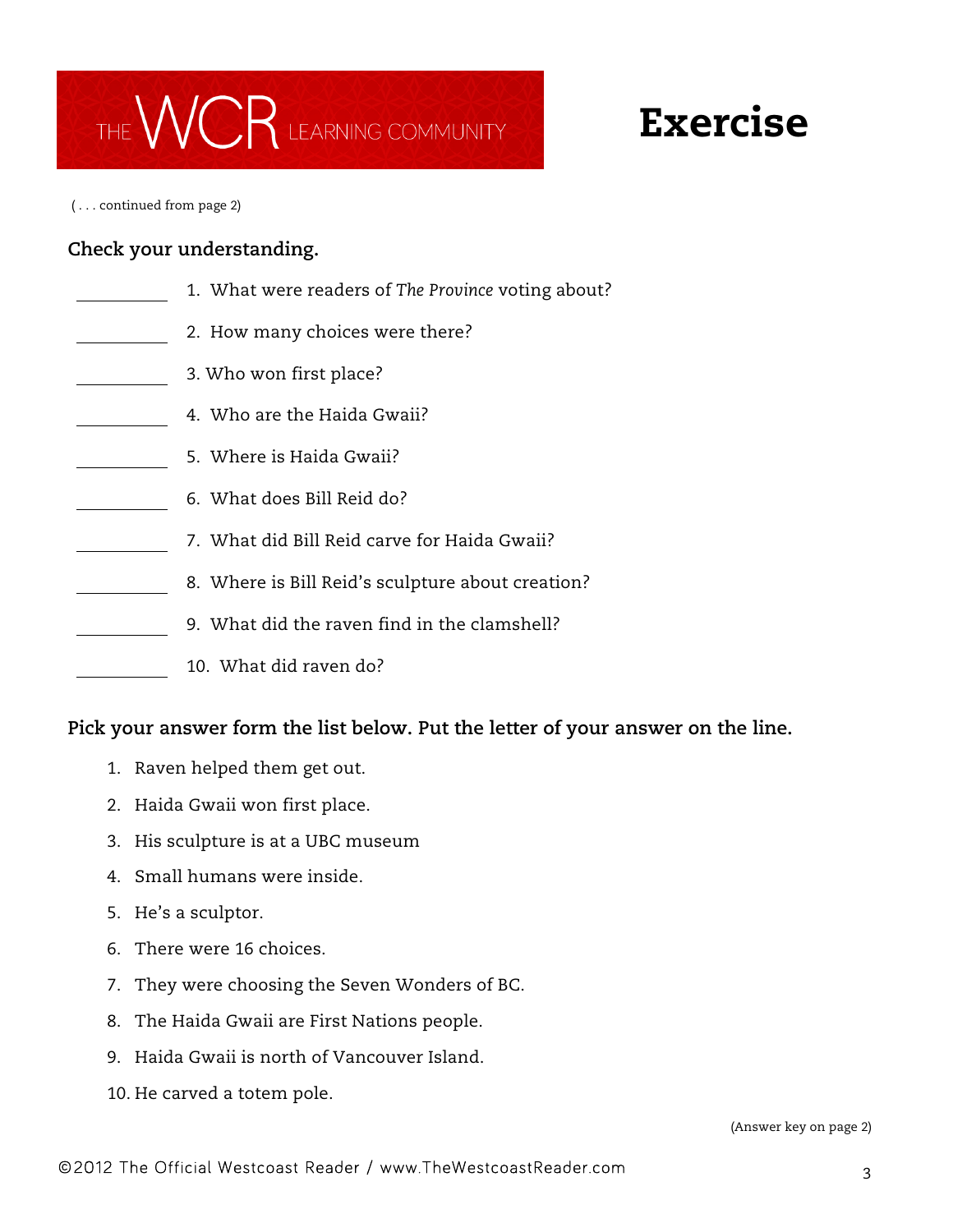# THE WCR LEARNING COMMUNITY

# Exercise

( . . . continued from page 2)

**Check your understanding.**

_______ 1. What were readers of *The Province* voting about?

_______ 2. How many choices were there?

_______ 3. Who won first place?

_______ 4. Who are the Haida Gwaii?

_______ 5. Where is Haida Gwaii?

_______ 6. What does Bill Reid do?

_______ 7. What did Bill Reid carve for Haida Gwaii?

_______ 8. Where is Bill Reid's sculpture about creation?

_______ 9. What did the raven find in the clamshell?

_______ 10. What did raven do?

**Pick your answer form the list below. Put the letter of your answer on the line.**

1. Raven helped them get out.
2. Haida Gwaii won first place.
3. His sculpture is at a UBC museum
4. Small humans were inside.
5. He's a sculptor.
6. There were 16 choices.
7. They were choosing the Seven Wonders of BC.
8. The Haida Gwaii are First Nations people.
9. Haida Gwaii is north of Vancouver Island.
10. He carved a totem pole.

(Answer key on page 2)

©2012 The Official Westcoast Reader / www.TheWestcoastReader.com